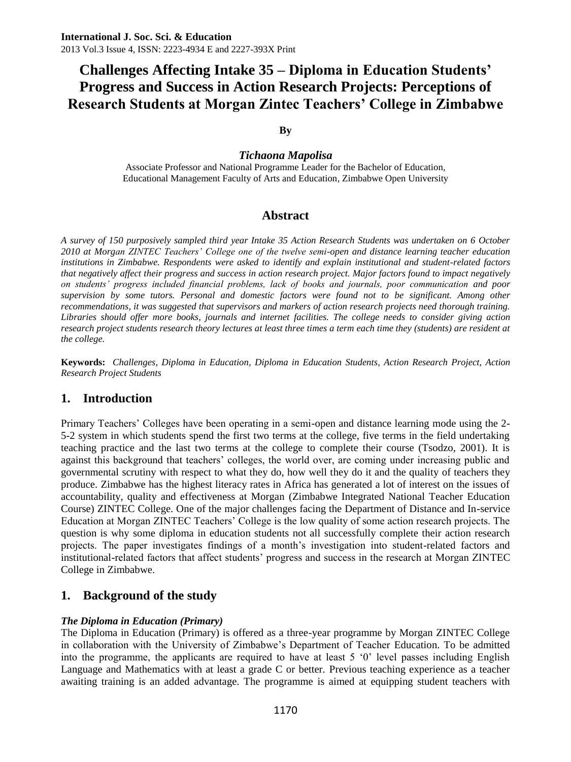# Challenges Affecting Intake 35 – Diploma in Education Students' Progress and Success in Action Research Projects: Perceptions of Research Students at Morgan Zintec Teachers' College in Zimbabwe

**By**

***Tichaona Mapolisa***

Associate Professor and National Programme Leader for the Bachelor of Education, Educational Management Faculty of Arts and Education, Zimbabwe Open University

## Abstract

*A survey of 150 purposively sampled third year Intake 35 Action Research Students was undertaken on 6 October 2010 at Morgan ZINTEC Teachers' College one of the twelve semi-open and distance learning teacher education institutions in Zimbabwe. Respondents were asked to identify and explain institutional and student-related factors that negatively affect their progress and success in action research project. Major factors found to impact negatively on students' progress included financial problems, lack of books and journals, poor communication and poor supervision by some tutors. Personal and domestic factors were found not to be significant. Among other recommendations, it was suggested that supervisors and markers of action research projects need thorough training. Libraries should offer more books, journals and internet facilities. The college needs to consider giving action research project students research theory lectures at least three times a term each time they (students) are resident at the college.*

**Keywords:** *Challenges, Diploma in Education, Diploma in Education Students, Action Research Project, Action Research Project Students*

## 1. Introduction

Primary Teachers' Colleges have been operating in a semi-open and distance learning mode using the 2-5-2 system in which students spend the first two terms at the college, five terms in the field undertaking teaching practice and the last two terms at the college to complete their course (Tsodzo, 2001). It is against this background that teachers' colleges, the world over, are coming under increasing public and governmental scrutiny with respect to what they do, how well they do it and the quality of teachers they produce. Zimbabwe has the highest literacy rates in Africa has generated a lot of interest on the issues of accountability, quality and effectiveness at Morgan (Zimbabwe Integrated National Teacher Education Course) ZINTEC College. One of the major challenges facing the Department of Distance and In-service Education at Morgan ZINTEC Teachers' College is the low quality of some action research projects. The question is why some diploma in education students not all successfully complete their action research projects. The paper investigates findings of a month's investigation into student-related factors and institutional-related factors that affect students' progress and success in the research at Morgan ZINTEC College in Zimbabwe.

## 1. Background of the study

### *The Diploma in Education (Primary)*

The Diploma in Education (Primary) is offered as a three-year programme by Morgan ZINTEC College in collaboration with the University of Zimbabwe's Department of Teacher Education. To be admitted into the programme, the applicants are required to have at least 5 '0' level passes including English Language and Mathematics with at least a grade C or better. Previous teaching experience as a teacher awaiting training is an added advantage. The programme is aimed at equipping student teachers with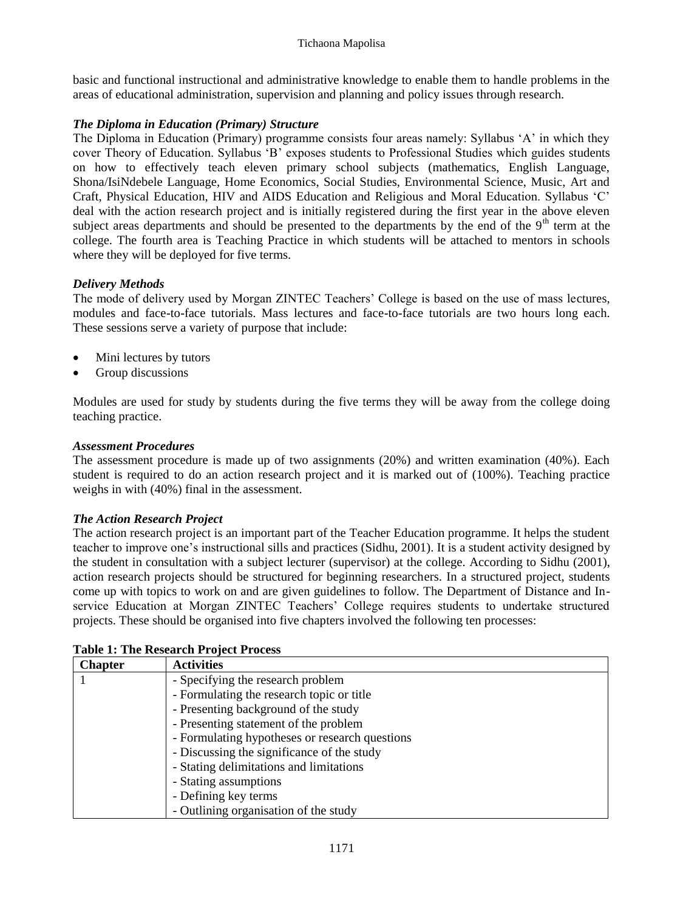basic and functional instructional and administrative knowledge to enable them to handle problems in the areas of educational administration, supervision and planning and policy issues through research.

### *The Diploma in Education (Primary) Structure*

The Diploma in Education (Primary) programme consists four areas namely: Syllabus 'A' in which they cover Theory of Education. Syllabus 'B' exposes students to Professional Studies which guides students on how to effectively teach eleven primary school subjects (mathematics, English Language, Shona/IsiNdebele Language, Home Economics, Social Studies, Environmental Science, Music, Art and Craft, Physical Education, HIV and AIDS Education and Religious and Moral Education. Syllabus 'C' deal with the action research project and is initially registered during the first year in the above eleven subject areas departments and should be presented to the departments by the end of the 9th term at the college. The fourth area is Teaching Practice in which students will be attached to mentors in schools where they will be deployed for five terms.

### *Delivery Methods*

The mode of delivery used by Morgan ZINTEC Teachers' College is based on the use of mass lectures, modules and face-to-face tutorials. Mass lectures and face-to-face tutorials are two hours long each. These sessions serve a variety of purpose that include:

- Mini lectures by tutors
- Group discussions

Modules are used for study by students during the five terms they will be away from the college doing teaching practice.

### *Assessment Procedures*

The assessment procedure is made up of two assignments (20%) and written examination (40%). Each student is required to do an action research project and it is marked out of (100%). Teaching practice weighs in with (40%) final in the assessment.

### *The Action Research Project*

The action research project is an important part of the Teacher Education programme. It helps the student teacher to improve one's instructional sills and practices (Sidhu, 2001). It is a student activity designed by the student in consultation with a subject lecturer (supervisor) at the college. According to Sidhu (2001), action research projects should be structured for beginning researchers. In a structured project, students come up with topics to work on and are given guidelines to follow. The Department of Distance and In-service Education at Morgan ZINTEC Teachers' College requires students to undertake structured projects. These should be organised into five chapters involved the following ten processes:

**Table 1: The Research Project Process**

| Chapter | Activities |
|---|---|
| 1 | - Specifying the research problem<br>- Formulating the research topic or title<br>- Presenting background of the study<br>- Presenting statement of the problem<br>- Formulating hypotheses or research questions<br>- Discussing the significance of the study<br>- Stating delimitations and limitations<br>- Stating assumptions<br>- Defining key terms<br>- Outlining organisation of the study |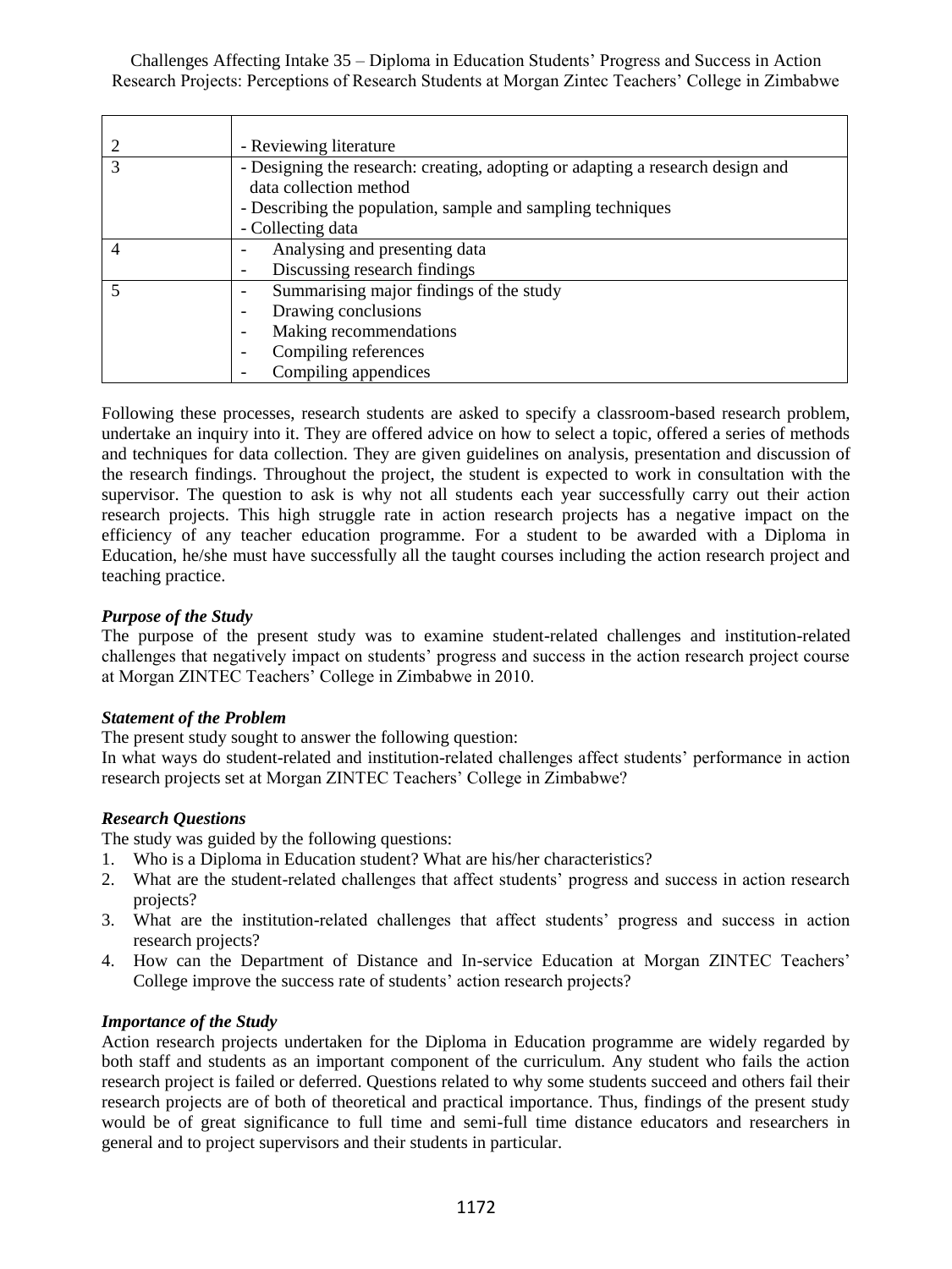| | |
|---|---|
| 2 | - Reviewing literature |
| 3 | - Designing the research: creating, adopting or adapting a research design and data collection method<br>- Describing the population, sample and sampling techniques<br>- Collecting data |
| 4 | - Analysing and presenting data<br>- Discussing research findings |
| 5 | - Summarising major findings of the study<br>- Drawing conclusions<br>- Making recommendations<br>- Compiling references<br>- Compiling appendices |

Following these processes, research students are asked to specify a classroom-based research problem, undertake an inquiry into it. They are offered advice on how to select a topic, offered a series of methods and techniques for data collection. They are given guidelines on analysis, presentation and discussion of the research findings. Throughout the project, the student is expected to work in consultation with the supervisor. The question to ask is why not all students each year successfully carry out their action research projects. This high struggle rate in action research projects has a negative impact on the efficiency of any teacher education programme. For a student to be awarded with a Diploma in Education, he/she must have successfully all the taught courses including the action research project and teaching practice.

### *Purpose of the Study*

The purpose of the present study was to examine student-related challenges and institution-related challenges that negatively impact on students' progress and success in the action research project course at Morgan ZINTEC Teachers' College in Zimbabwe in 2010.

### *Statement of the Problem*

The present study sought to answer the following question:

In what ways do student-related and institution-related challenges affect students' performance in action research projects set at Morgan ZINTEC Teachers' College in Zimbabwe?

### *Research Questions*

The study was guided by the following questions:

1. Who is a Diploma in Education student? What are his/her characteristics?
2. What are the student-related challenges that affect students' progress and success in action research projects?
3. What are the institution-related challenges that affect students' progress and success in action research projects?
4. How can the Department of Distance and In-service Education at Morgan ZINTEC Teachers' College improve the success rate of students' action research projects?

### *Importance of the Study*

Action research projects undertaken for the Diploma in Education programme are widely regarded by both staff and students as an important component of the curriculum. Any student who fails the action research project is failed or deferred. Questions related to why some students succeed and others fail their research projects are of both of theoretical and practical importance. Thus, findings of the present study would be of great significance to full time and semi-full time distance educators and researchers in general and to project supervisors and their students in particular.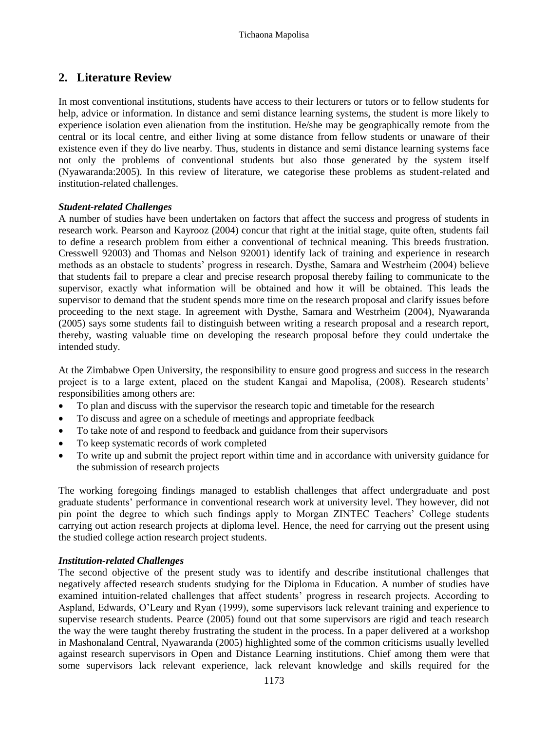## 2. Literature Review

In most conventional institutions, students have access to their lecturers or tutors or to fellow students for help, advice or information. In distance and semi distance learning systems, the student is more likely to experience isolation even alienation from the institution. He/she may be geographically remote from the central or its local centre, and either living at some distance from fellow students or unaware of their existence even if they do live nearby. Thus, students in distance and semi distance learning systems face not only the problems of conventional students but also those generated by the system itself (Nyawaranda:2005). In this review of literature, we categorise these problems as student-related and institution-related challenges.

***Student-related Challenges***

A number of studies have been undertaken on factors that affect the success and progress of students in research work. Pearson and Kayrooz (2004) concur that right at the initial stage, quite often, students fail to define a research problem from either a conventional of technical meaning. This breeds frustration. Cresswell 92003) and Thomas and Nelson 92001) identify lack of training and experience in research methods as an obstacle to students' progress in research. Dysthe, Samara and Westrheim (2004) believe that students fail to prepare a clear and precise research proposal thereby failing to communicate to the supervisor, exactly what information will be obtained and how it will be obtained. This leads the supervisor to demand that the student spends more time on the research proposal and clarify issues before proceeding to the next stage. In agreement with Dysthe, Samara and Westrheim (2004), Nyawaranda (2005) says some students fail to distinguish between writing a research proposal and a research report, thereby, wasting valuable time on developing the research proposal before they could undertake the intended study.

At the Zimbabwe Open University, the responsibility to ensure good progress and success in the research project is to a large extent, placed on the student Kangai and Mapolisa, (2008). Research students' responsibilities among others are:

- To plan and discuss with the supervisor the research topic and timetable for the research
- To discuss and agree on a schedule of meetings and appropriate feedback
- To take note of and respond to feedback and guidance from their supervisors
- To keep systematic records of work completed
- To write up and submit the project report within time and in accordance with university guidance for the submission of research projects

The working foregoing findings managed to establish challenges that affect undergraduate and post graduate students' performance in conventional research work at university level. They however, did not pin point the degree to which such findings apply to Morgan ZINTEC Teachers' College students carrying out action research projects at diploma level. Hence, the need for carrying out the present using the studied college action research project students.

***Institution-related Challenges***

The second objective of the present study was to identify and describe institutional challenges that negatively affected research students studying for the Diploma in Education. A number of studies have examined intuition-related challenges that affect students' progress in research projects. According to Aspland, Edwards, O'Leary and Ryan (1999), some supervisors lack relevant training and experience to supervise research students. Pearce (2005) found out that some supervisors are rigid and teach research the way the were taught thereby frustrating the student in the process. In a paper delivered at a workshop in Mashonaland Central, Nyawaranda (2005) highlighted some of the common criticisms usually levelled against research supervisors in Open and Distance Learning institutions. Chief among them were that some supervisors lack relevant experience, lack relevant knowledge and skills required for the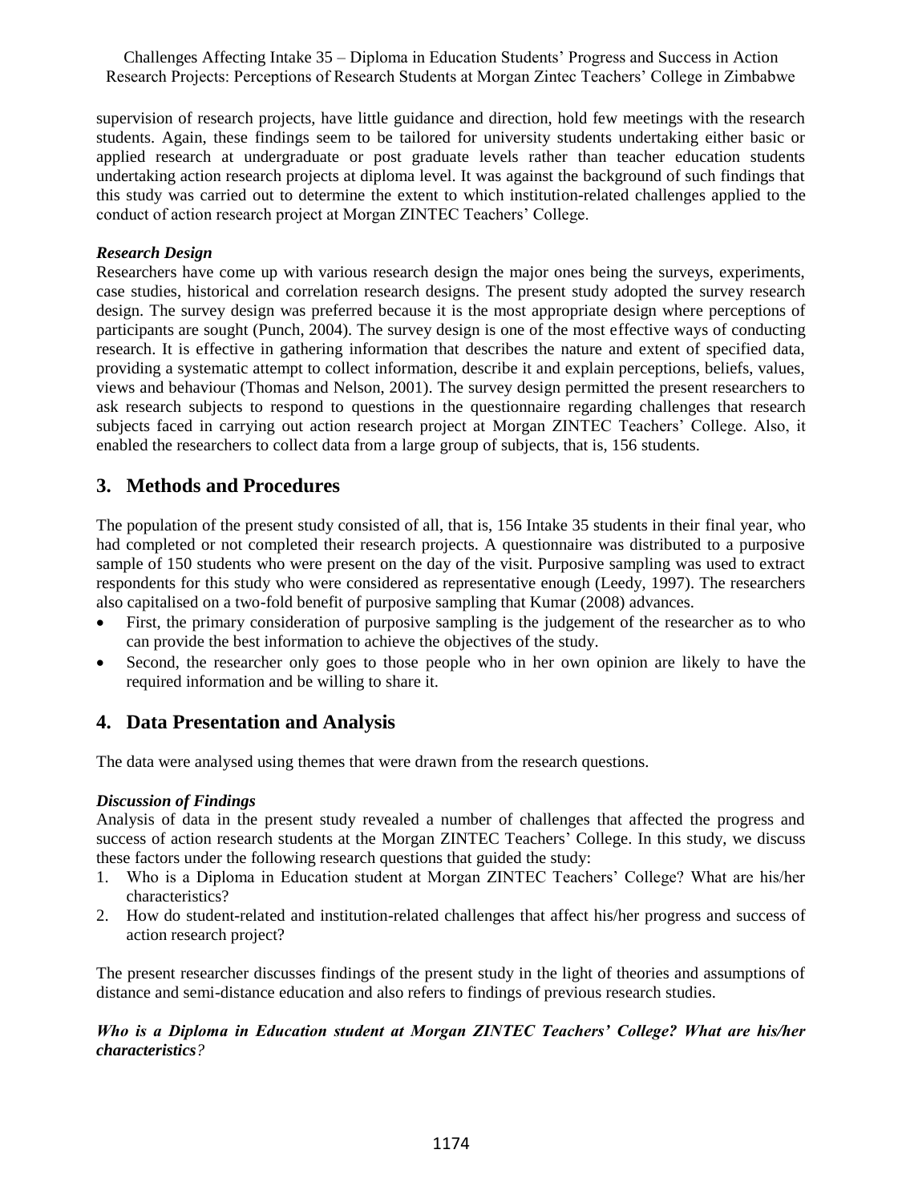supervision of research projects, have little guidance and direction, hold few meetings with the research students. Again, these findings seem to be tailored for university students undertaking either basic or applied research at undergraduate or post graduate levels rather than teacher education students undertaking action research projects at diploma level. It was against the background of such findings that this study was carried out to determine the extent to which institution-related challenges applied to the conduct of action research project at Morgan ZINTEC Teachers' College.

### *Research Design*

Researchers have come up with various research design the major ones being the surveys, experiments, case studies, historical and correlation research designs. The present study adopted the survey research design. The survey design was preferred because it is the most appropriate design where perceptions of participants are sought (Punch, 2004). The survey design is one of the most effective ways of conducting research. It is effective in gathering information that describes the nature and extent of specified data, providing a systematic attempt to collect information, describe it and explain perceptions, beliefs, values, views and behaviour (Thomas and Nelson, 2001). The survey design permitted the present researchers to ask research subjects to respond to questions in the questionnaire regarding challenges that research subjects faced in carrying out action research project at Morgan ZINTEC Teachers' College. Also, it enabled the researchers to collect data from a large group of subjects, that is, 156 students.

## 3. Methods and Procedures

The population of the present study consisted of all, that is, 156 Intake 35 students in their final year, who had completed or not completed their research projects. A questionnaire was distributed to a purposive sample of 150 students who were present on the day of the visit. Purposive sampling was used to extract respondents for this study who were considered as representative enough (Leedy, 1997). The researchers also capitalised on a two-fold benefit of purposive sampling that Kumar (2008) advances.

- First, the primary consideration of purposive sampling is the judgement of the researcher as to who can provide the best information to achieve the objectives of the study.
- Second, the researcher only goes to those people who in her own opinion are likely to have the required information and be willing to share it.

## 4. Data Presentation and Analysis

The data were analysed using themes that were drawn from the research questions.

### *Discussion of Findings*

Analysis of data in the present study revealed a number of challenges that affected the progress and success of action research students at the Morgan ZINTEC Teachers' College. In this study, we discuss these factors under the following research questions that guided the study:

1. Who is a Diploma in Education student at Morgan ZINTEC Teachers' College? What are his/her characteristics?
2. How do student-related and institution-related challenges that affect his/her progress and success of action research project?

The present researcher discusses findings of the present study in the light of theories and assumptions of distance and semi-distance education and also refers to findings of previous research studies.

### ***Who is a Diploma in Education student at Morgan ZINTEC Teachers' College? What are his/her characteristics?***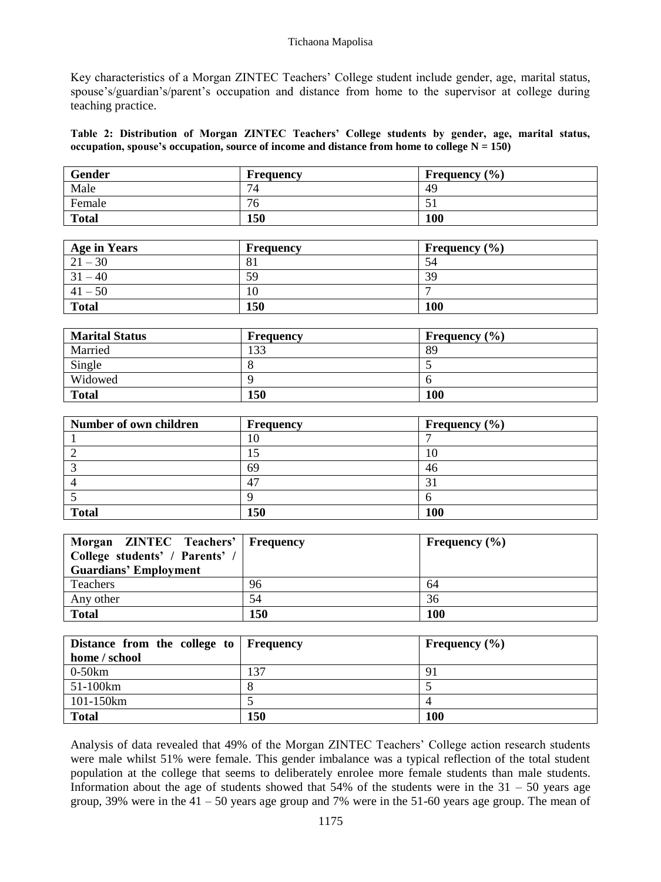Key characteristics of a Morgan ZINTEC Teachers' College student include gender, age, marital status, spouse's/guardian's/parent's occupation and distance from home to the supervisor at college during teaching practice.

**Table 2: Distribution of Morgan ZINTEC Teachers' College students by gender, age, marital status, occupation, spouse's occupation, source of income and distance from home to college N = 150)**

| **Gender** | **Frequency** | **Frequency (%)** |
|---|---|---|
| Male | 74 | 49 |
| Female | 76 | 51 |
| **Total** | **150** | **100** |

| **Age in Years** | **Frequency** | **Frequency (%)** |
|---|---|---|
| 21 – 30 | 81 | 54 |
| 31 – 40 | 59 | 39 |
| 41 – 50 | 10 | 7 |
| **Total** | **150** | **100** |

| **Marital Status** | **Frequency** | **Frequency (%)** |
|---|---|---|
| Married | 133 | 89 |
| Single | 8 | 5 |
| Widowed | 9 | 6 |
| **Total** | **150** | **100** |

| **Number of own children** | **Frequency** | **Frequency (%)** |
|---|---|---|
| 1 | 10 | 7 |
| 2 | 15 | 10 |
| 3 | 69 | 46 |
| 4 | 47 | 31 |
| 5 | 9 | 6 |
| **Total** | **150** | **100** |

| **Morgan ZINTEC Teachers' College students' / Parents' / Guardians' Employment** | **Frequency** | **Frequency (%)** |
|---|---|---|
| Teachers | 96 | 64 |
| Any other | 54 | 36 |
| **Total** | **150** | **100** |

| **Distance from the college to home / school** | **Frequency** | **Frequency (%)** |
|---|---|---|
| 0-50km | 137 | 91 |
| 51-100km | 8 | 5 |
| 101-150km | 5 | 4 |
| **Total** | **150** | **100** |

Analysis of data revealed that 49% of the Morgan ZINTEC Teachers' College action research students were male whilst 51% were female. This gender imbalance was a typical reflection of the total student population at the college that seems to deliberately enrolee more female students than male students. Information about the age of students showed that 54% of the students were in the 31 – 50 years age group, 39% were in the 41 – 50 years age group and 7% were in the 51-60 years age group. The mean of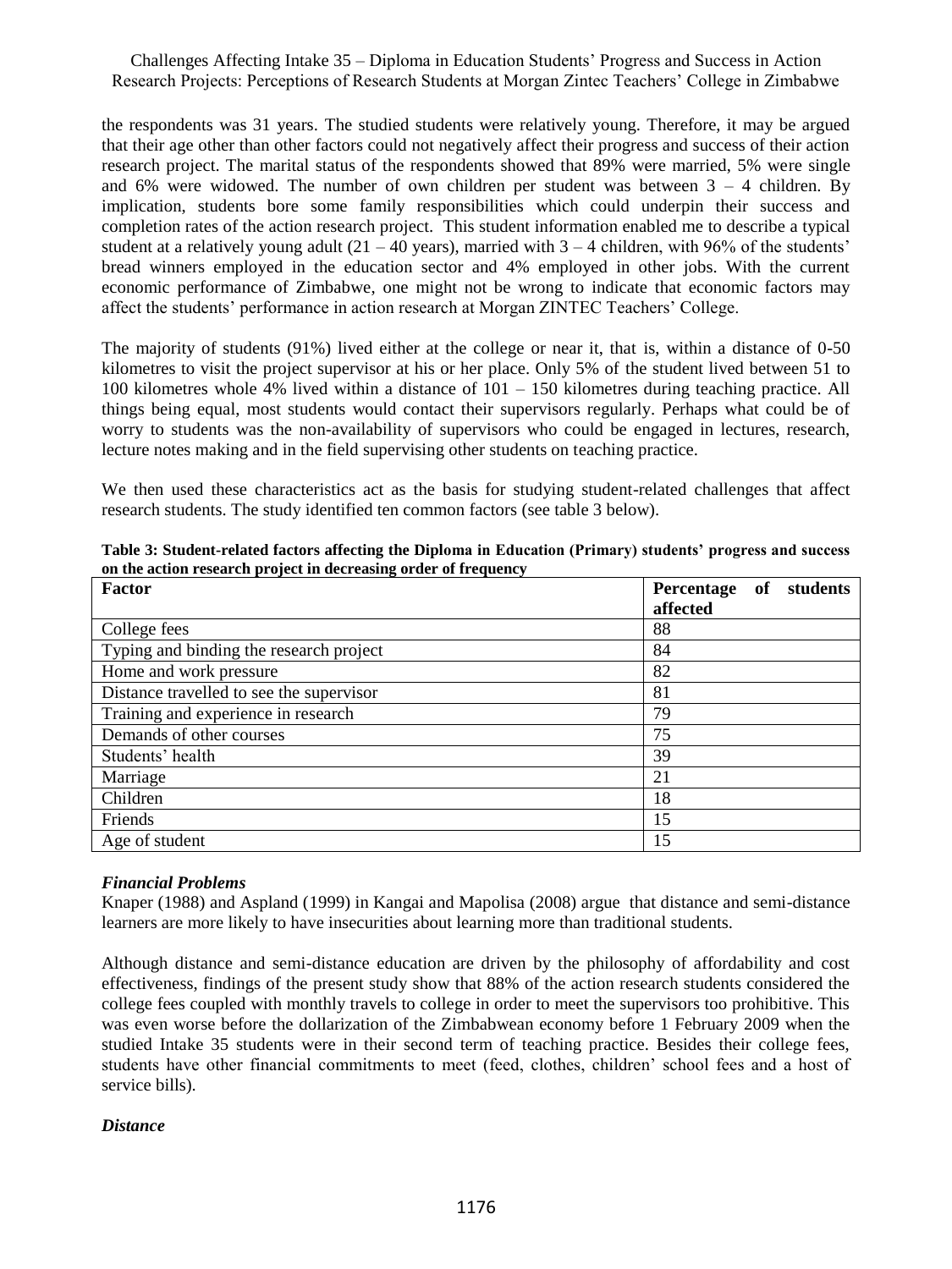the respondents was 31 years. The studied students were relatively young. Therefore, it may be argued that their age other than other factors could not negatively affect their progress and success of their action research project. The marital status of the respondents showed that 89% were married, 5% were single and 6% were widowed. The number of own children per student was between 3 – 4 children. By implication, students bore some family responsibilities which could underpin their success and completion rates of the action research project. This student information enabled me to describe a typical student at a relatively young adult (21 – 40 years), married with 3 – 4 children, with 96% of the students' bread winners employed in the education sector and 4% employed in other jobs. With the current economic performance of Zimbabwe, one might not be wrong to indicate that economic factors may affect the students' performance in action research at Morgan ZINTEC Teachers' College.

The majority of students (91%) lived either at the college or near it, that is, within a distance of 0-50 kilometres to visit the project supervisor at his or her place. Only 5% of the student lived between 51 to 100 kilometres whole 4% lived within a distance of 101 – 150 kilometres during teaching practice. All things being equal, most students would contact their supervisors regularly. Perhaps what could be of worry to students was the non-availability of supervisors who could be engaged in lectures, research, lecture notes making and in the field supervising other students on teaching practice.

We then used these characteristics act as the basis for studying student-related challenges that affect research students. The study identified ten common factors (see table 3 below).

**Table 3: Student-related factors affecting the Diploma in Education (Primary) students' progress and success on the action research project in decreasing order of frequency**

| Factor | Percentage of students affected |
|---|---|
| College fees | 88 |
| Typing and binding the research project | 84 |
| Home and work pressure | 82 |
| Distance travelled to see the supervisor | 81 |
| Training and experience in research | 79 |
| Demands of other courses | 75 |
| Students' health | 39 |
| Marriage | 21 |
| Children | 18 |
| Friends | 15 |
| Age of student | 15 |

***Financial Problems***

Knaper (1988) and Aspland (1999) in Kangai and Mapolisa (2008) argue that distance and semi-distance learners are more likely to have insecurities about learning more than traditional students.

Although distance and semi-distance education are driven by the philosophy of affordability and cost effectiveness, findings of the present study show that 88% of the action research students considered the college fees coupled with monthly travels to college in order to meet the supervisors too prohibitive. This was even worse before the dollarization of the Zimbabwean economy before 1 February 2009 when the studied Intake 35 students were in their second term of teaching practice. Besides their college fees, students have other financial commitments to meet (feed, clothes, children' school fees and a host of service bills).

***Distance***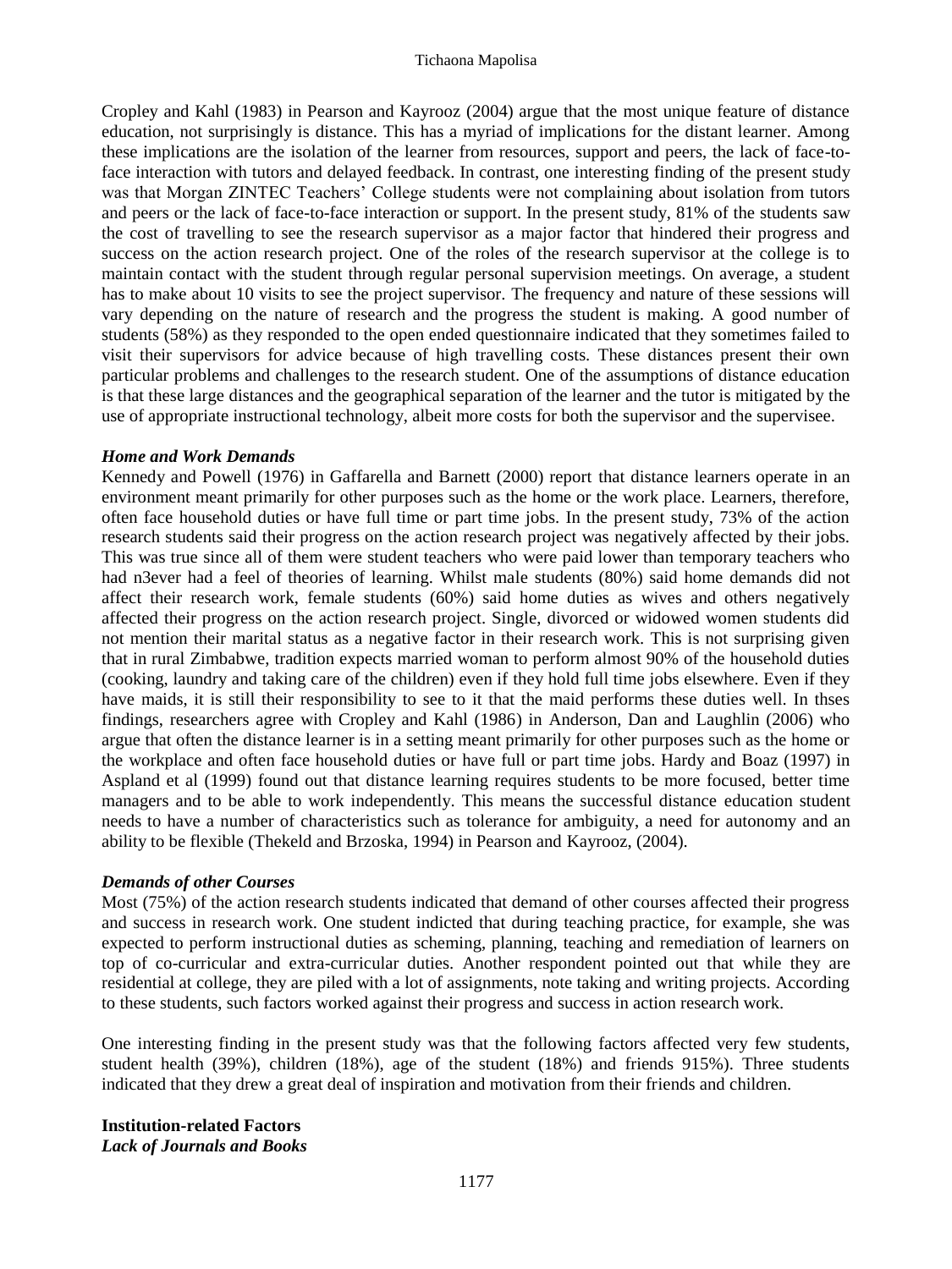Cropley and Kahl (1983) in Pearson and Kayrooz (2004) argue that the most unique feature of distance education, not surprisingly is distance. This has a myriad of implications for the distant learner. Among these implications are the isolation of the learner from resources, support and peers, the lack of face-to-face interaction with tutors and delayed feedback. In contrast, one interesting finding of the present study was that Morgan ZINTEC Teachers' College students were not complaining about isolation from tutors and peers or the lack of face-to-face interaction or support. In the present study, 81% of the students saw the cost of travelling to see the research supervisor as a major factor that hindered their progress and success on the action research project. One of the roles of the research supervisor at the college is to maintain contact with the student through regular personal supervision meetings. On average, a student has to make about 10 visits to see the project supervisor. The frequency and nature of these sessions will vary depending on the nature of research and the progress the student is making. A good number of students (58%) as they responded to the open ended questionnaire indicated that they sometimes failed to visit their supervisors for advice because of high travelling costs. These distances present their own particular problems and challenges to the research student. One of the assumptions of distance education is that these large distances and the geographical separation of the learner and the tutor is mitigated by the use of appropriate instructional technology, albeit more costs for both the supervisor and the supervisee.

### *Home and Work Demands*

Kennedy and Powell (1976) in Gaffarella and Barnett (2000) report that distance learners operate in an environment meant primarily for other purposes such as the home or the work place. Learners, therefore, often face household duties or have full time or part time jobs. In the present study, 73% of the action research students said their progress on the action research project was negatively affected by their jobs. This was true since all of them were student teachers who were paid lower than temporary teachers who had n3ever had a feel of theories of learning. Whilst male students (80%) said home demands did not affect their research work, female students (60%) said home duties as wives and others negatively affected their progress on the action research project. Single, divorced or widowed women students did not mention their marital status as a negative factor in their research work. This is not surprising given that in rural Zimbabwe, tradition expects married woman to perform almost 90% of the household duties (cooking, laundry and taking care of the children) even if they hold full time jobs elsewhere. Even if they have maids, it is still their responsibility to see to it that the maid performs these duties well. In thses findings, researchers agree with Cropley and Kahl (1986) in Anderson, Dan and Laughlin (2006) who argue that often the distance learner is in a setting meant primarily for other purposes such as the home or the workplace and often face household duties or have full or part time jobs. Hardy and Boaz (1997) in Aspland et al (1999) found out that distance learning requires students to be more focused, better time managers and to be able to work independently. This means the successful distance education student needs to have a number of characteristics such as tolerance for ambiguity, a need for autonomy and an ability to be flexible (Thekeld and Brzoska, 1994) in Pearson and Kayrooz, (2004).

### *Demands of other Courses*

Most (75%) of the action research students indicated that demand of other courses affected their progress and success in research work. One student indicted that during teaching practice, for example, she was expected to perform instructional duties as scheming, planning, teaching and remediation of learners on top of co-curricular and extra-curricular duties. Another respondent pointed out that while they are residential at college, they are piled with a lot of assignments, note taking and writing projects. According to these students, such factors worked against their progress and success in action research work.

One interesting finding in the present study was that the following factors affected very few students, student health (39%), children (18%), age of the student (18%) and friends 915%). Three students indicated that they drew a great deal of inspiration and motivation from their friends and children.

## Institution-related Factors

### *Lack of Journals and Books*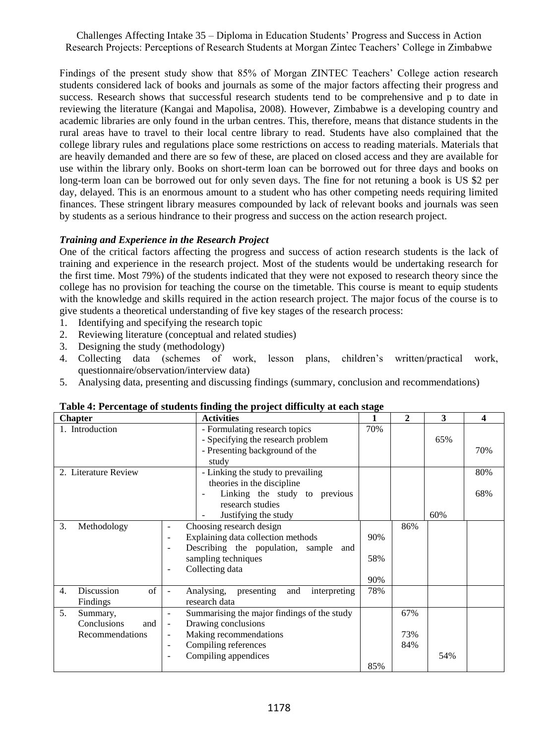Findings of the present study show that 85% of Morgan ZINTEC Teachers' College action research students considered lack of books and journals as some of the major factors affecting their progress and success. Research shows that successful research students tend to be comprehensive and p to date in reviewing the literature (Kangai and Mapolisa, 2008). However, Zimbabwe is a developing country and academic libraries are only found in the urban centres. This, therefore, means that distance students in the rural areas have to travel to their local centre library to read. Students have also complained that the college library rules and regulations place some restrictions on access to reading materials. Materials that are heavily demanded and there are so few of these, are placed on closed access and they are available for use within the library only. Books on short-term loan can be borrowed out for three days and books on long-term loan can be borrowed out for only seven days. The fine for not retuning a book is US $2 per day, delayed. This is an enormous amount to a student who has other competing needs requiring limited finances. These stringent library measures compounded by lack of relevant books and journals was seen by students as a serious hindrance to their progress and success on the action research project.

***Training and Experience in the Research Project***

One of the critical factors affecting the progress and success of action research students is the lack of training and experience in the research project. Most of the students would be undertaking research for the first time. Most 79%) of the students indicated that they were not exposed to research theory since the college has no provision for teaching the course on the timetable. This course is meant to equip students with the knowledge and skills required in the action research project. The major focus of the course is to give students a theoretical understanding of five key stages of the research process:

1. Identifying and specifying the research topic
2. Reviewing literature (conceptual and related studies)
3. Designing the study (methodology)
4. Collecting data (schemes of work, lesson plans, children's written/practical work, questionnaire/observation/interview data)
5. Analysing data, presenting and discussing findings (summary, conclusion and recommendations)

**Table 4: Percentage of students finding the project difficulty at each stage**

| Chapter | Activities | 1 | 2 | 3 | 4 |
|---|---|---|---|---|---|
| 1. Introduction | - Formulating research topics | 70% | | | |
| | - Specifying the research problem | | | 65% | |
| | - Presenting background of the study | | | | 70% |
| 2. Literature Review | - Linking the study to prevailing theories in the discipline | | | | 80% |
| | - Linking the study to previous research studies | | | | 68% |
| | - Justifying the study | | | 60% | |
| 3. Methodology | - Choosing research design | | 86% | | |
| | - Explaining data collection methods | 90% | | | |
| | - Describing the population, sample and sampling techniques | 58% | | | |
| | - Collecting data | 90% | | | |
| 4. Discussion of Findings | - Analysing, presenting and interpreting research data | 78% | | | |
| 5. Summary, Conclusions and Recommendations | - Summarising the major findings of the study | | 67% | | |
| | - Drawing conclusions | | 73% | | |
| | - Making recommendations | | 84% | | |
| | - Compiling references | | | 54% | |
| | - Compiling appendices | 85% | | | |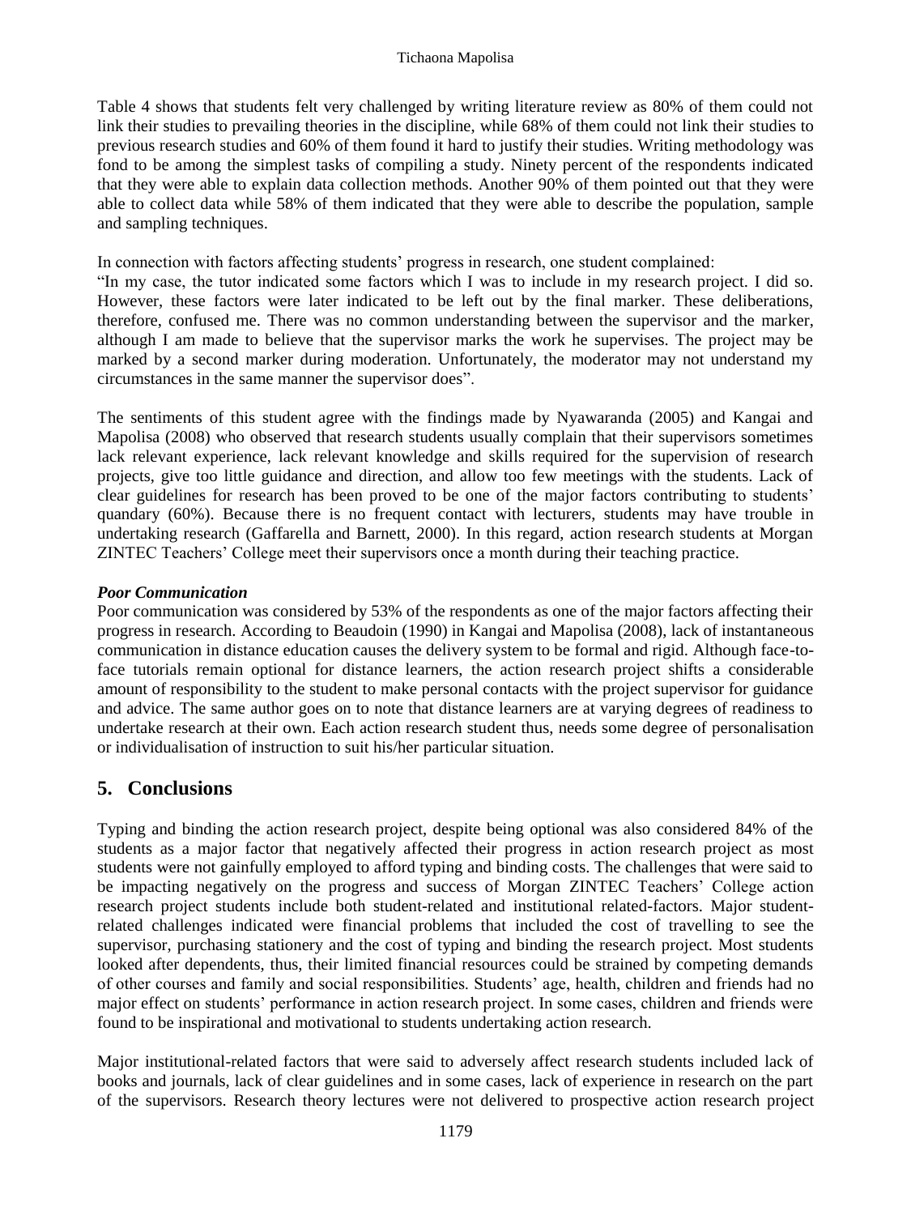Table 4 shows that students felt very challenged by writing literature review as 80% of them could not link their studies to prevailing theories in the discipline, while 68% of them could not link their studies to previous research studies and 60% of them found it hard to justify their studies. Writing methodology was fond to be among the simplest tasks of compiling a study. Ninety percent of the respondents indicated that they were able to explain data collection methods. Another 90% of them pointed out that they were able to collect data while 58% of them indicated that they were able to describe the population, sample and sampling techniques.

In connection with factors affecting students' progress in research, one student complained:
"In my case, the tutor indicated some factors which I was to include in my research project. I did so. However, these factors were later indicated to be left out by the final marker. These deliberations, therefore, confused me. There was no common understanding between the supervisor and the marker, although I am made to believe that the supervisor marks the work he supervises. The project may be marked by a second marker during moderation. Unfortunately, the moderator may not understand my circumstances in the same manner the supervisor does".

The sentiments of this student agree with the findings made by Nyawaranda (2005) and Kangai and Mapolisa (2008) who observed that research students usually complain that their supervisors sometimes lack relevant experience, lack relevant knowledge and skills required for the supervision of research projects, give too little guidance and direction, and allow too few meetings with the students. Lack of clear guidelines for research has been proved to be one of the major factors contributing to students' quandary (60%). Because there is no frequent contact with lecturers, students may have trouble in undertaking research (Gaffarella and Barnett, 2000). In this regard, action research students at Morgan ZINTEC Teachers' College meet their supervisors once a month during their teaching practice.

***Poor Communication***

Poor communication was considered by 53% of the respondents as one of the major factors affecting their progress in research. According to Beaudoin (1990) in Kangai and Mapolisa (2008), lack of instantaneous communication in distance education causes the delivery system to be formal and rigid. Although face-to-face tutorials remain optional for distance learners, the action research project shifts a considerable amount of responsibility to the student to make personal contacts with the project supervisor for guidance and advice. The same author goes on to note that distance learners are at varying degrees of readiness to undertake research at their own. Each action research student thus, needs some degree of personalisation or individualisation of instruction to suit his/her particular situation.

## 5. Conclusions

Typing and binding the action research project, despite being optional was also considered 84% of the students as a major factor that negatively affected their progress in action research project as most students were not gainfully employed to afford typing and binding costs. The challenges that were said to be impacting negatively on the progress and success of Morgan ZINTEC Teachers' College action research project students include both student-related and institutional related-factors. Major student-related challenges indicated were financial problems that included the cost of travelling to see the supervisor, purchasing stationery and the cost of typing and binding the research project. Most students looked after dependents, thus, their limited financial resources could be strained by competing demands of other courses and family and social responsibilities. Students' age, health, children and friends had no major effect on students' performance in action research project. In some cases, children and friends were found to be inspirational and motivational to students undertaking action research.

Major institutional-related factors that were said to adversely affect research students included lack of books and journals, lack of clear guidelines and in some cases, lack of experience in research on the part of the supervisors. Research theory lectures were not delivered to prospective action research project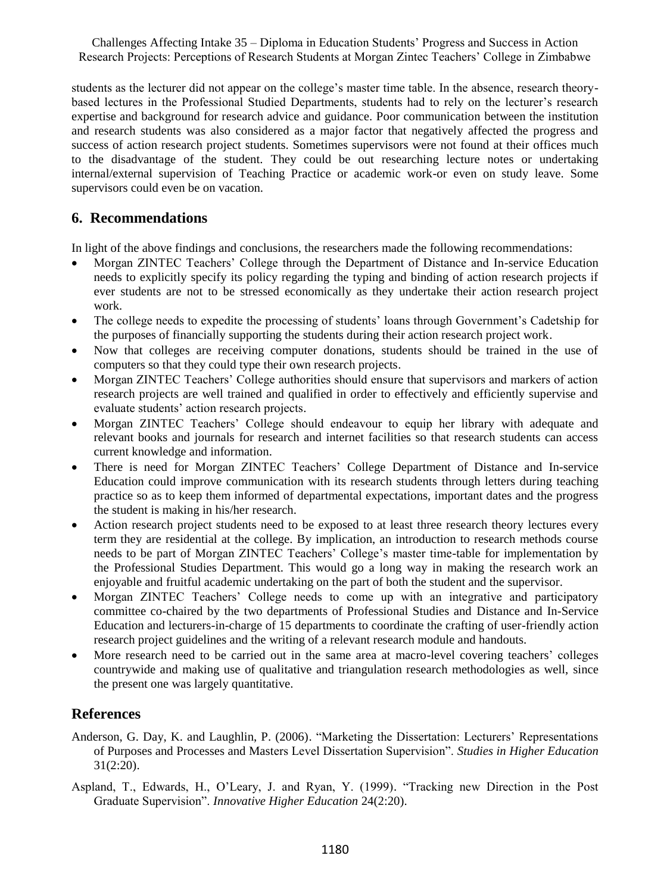students as the lecturer did not appear on the college's master time table. In the absence, research theory-based lectures in the Professional Studied Departments, students had to rely on the lecturer's research expertise and background for research advice and guidance. Poor communication between the institution and research students was also considered as a major factor that negatively affected the progress and success of action research project students. Sometimes supervisors were not found at their offices much to the disadvantage of the student. They could be out researching lecture notes or undertaking internal/external supervision of Teaching Practice or academic work-or even on study leave. Some supervisors could even be on vacation.

## 6. Recommendations

In light of the above findings and conclusions, the researchers made the following recommendations:

- Morgan ZINTEC Teachers' College through the Department of Distance and In-service Education needs to explicitly specify its policy regarding the typing and binding of action research projects if ever students are not to be stressed economically as they undertake their action research project work.
- The college needs to expedite the processing of students' loans through Government's Cadetship for the purposes of financially supporting the students during their action research project work.
- Now that colleges are receiving computer donations, students should be trained in the use of computers so that they could type their own research projects.
- Morgan ZINTEC Teachers' College authorities should ensure that supervisors and markers of action research projects are well trained and qualified in order to effectively and efficiently supervise and evaluate students' action research projects.
- Morgan ZINTEC Teachers' College should endeavour to equip her library with adequate and relevant books and journals for research and internet facilities so that research students can access current knowledge and information.
- There is need for Morgan ZINTEC Teachers' College Department of Distance and In-service Education could improve communication with its research students through letters during teaching practice so as to keep them informed of departmental expectations, important dates and the progress the student is making in his/her research.
- Action research project students need to be exposed to at least three research theory lectures every term they are residential at the college. By implication, an introduction to research methods course needs to be part of Morgan ZINTEC Teachers' College's master time-table for implementation by the Professional Studies Department. This would go a long way in making the research work an enjoyable and fruitful academic undertaking on the part of both the student and the supervisor.
- Morgan ZINTEC Teachers' College needs to come up with an integrative and participatory committee co-chaired by the two departments of Professional Studies and Distance and In-Service Education and lecturers-in-charge of 15 departments to coordinate the crafting of user-friendly action research project guidelines and the writing of a relevant research module and handouts.
- More research need to be carried out in the same area at macro-level covering teachers' colleges countrywide and making use of qualitative and triangulation research methodologies as well, since the present one was largely quantitative.

## References

Anderson, G. Day, K. and Laughlin, P. (2006). "Marketing the Dissertation: Lecturers' Representations of Purposes and Processes and Masters Level Dissertation Supervision". *Studies in Higher Education* 31(2:20).

Aspland, T., Edwards, H., O'Leary, J. and Ryan, Y. (1999). "Tracking new Direction in the Post Graduate Supervision". *Innovative Higher Education* 24(2:20).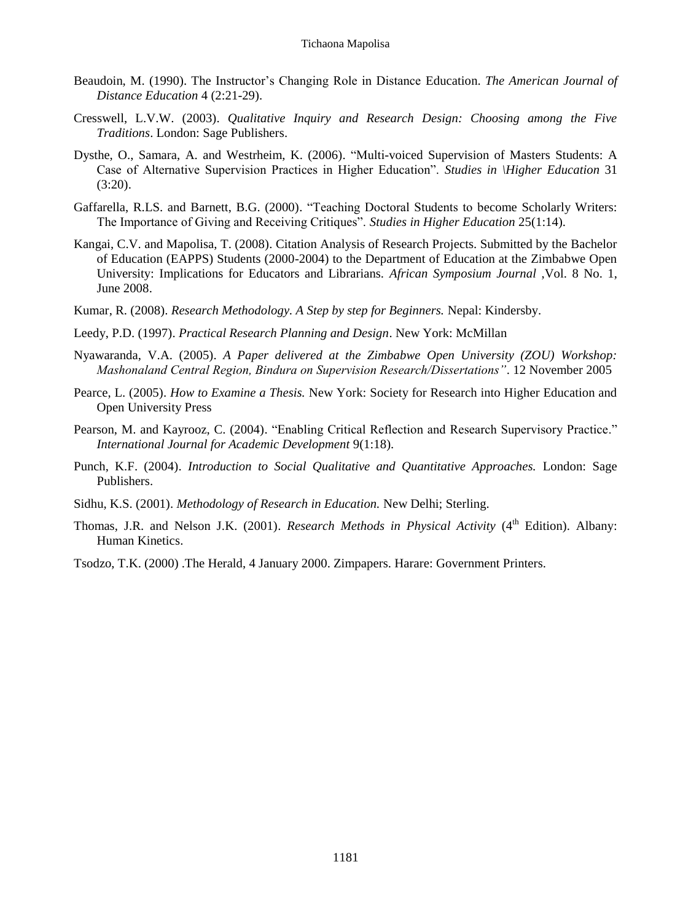Beaudoin, M. (1990). The Instructor's Changing Role in Distance Education. *The American Journal of Distance Education* 4 (2:21-29).

Cresswell, L.V.W. (2003). *Qualitative Inquiry and Research Design: Choosing among the Five Traditions*. London: Sage Publishers.

Dysthe, O., Samara, A. and Westrheim, K. (2006). "Multi-voiced Supervision of Masters Students: A Case of Alternative Supervision Practices in Higher Education". *Studies in \Higher Education* 31 (3:20).

Gaffarella, R.LS. and Barnett, B.G. (2000). "Teaching Doctoral Students to become Scholarly Writers: The Importance of Giving and Receiving Critiques". *Studies in Higher Education* 25(1:14).

Kangai, C.V. and Mapolisa, T. (2008). Citation Analysis of Research Projects. Submitted by the Bachelor of Education (EAPPS) Students (2000-2004) to the Department of Education at the Zimbabwe Open University: Implications for Educators and Librarians. *African Symposium Journal* ,Vol. 8 No. 1, June 2008.

Kumar, R. (2008). *Research Methodology. A Step by step for Beginners.* Nepal: Kindersby.

Leedy, P.D. (1997). *Practical Research Planning and Design*. New York: McMillan

Nyawaranda, V.A. (2005). *A Paper delivered at the Zimbabwe Open University (ZOU) Workshop: Mashonaland Central Region, Bindura on Supervision Research/Dissertations"*. 12 November 2005

Pearce, L. (2005). *How to Examine a Thesis.* New York: Society for Research into Higher Education and Open University Press

Pearson, M. and Kayrooz, C. (2004). "Enabling Critical Reflection and Research Supervisory Practice." *International Journal for Academic Development* 9(1:18).

Punch, K.F. (2004). *Introduction to Social Qualitative and Quantitative Approaches.* London: Sage Publishers.

Sidhu, K.S. (2001). *Methodology of Research in Education.* New Delhi; Sterling.

Thomas, J.R. and Nelson J.K. (2001). *Research Methods in Physical Activity* (4th Edition). Albany: Human Kinetics.

Tsodzo, T.K. (2000) .The Herald, 4 January 2000. Zimpapers. Harare: Government Printers.